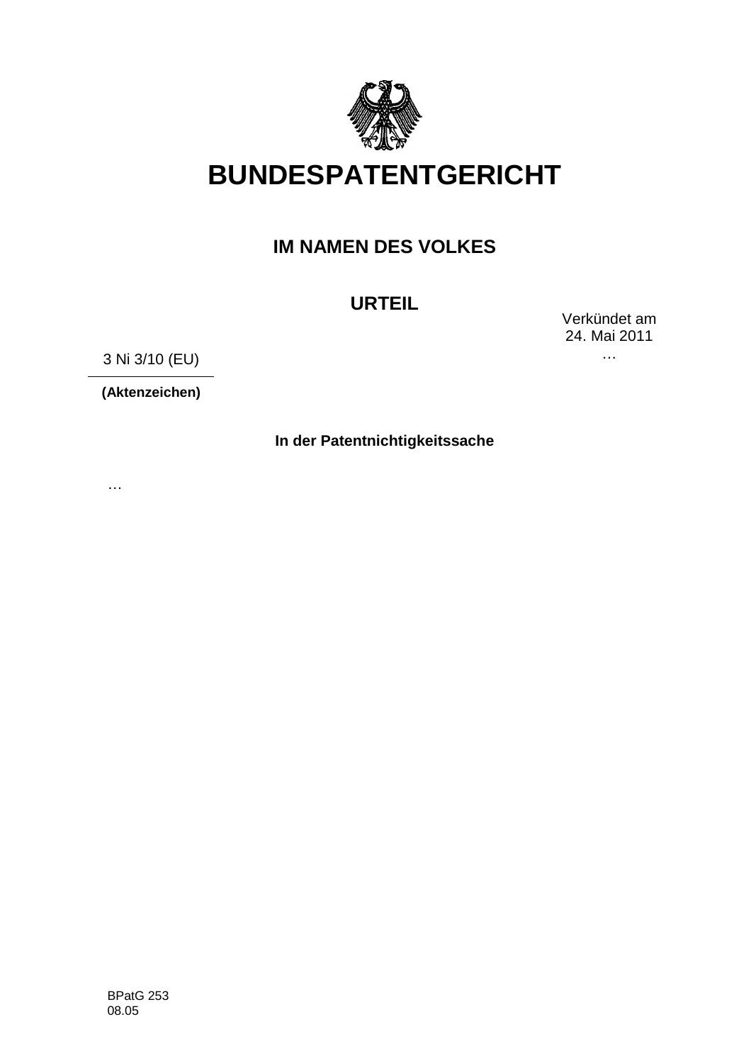# BUNDESPATENTGERICHT

## IM NAMEN DES VOLKES

## URTEIL

Verkündet am
24. Mai 2011
…

3 Ni 3/10 (EU)

**(Aktenzeichen)**

**In der Patentnichtigkeitssache**

…

BPatG 253
08.05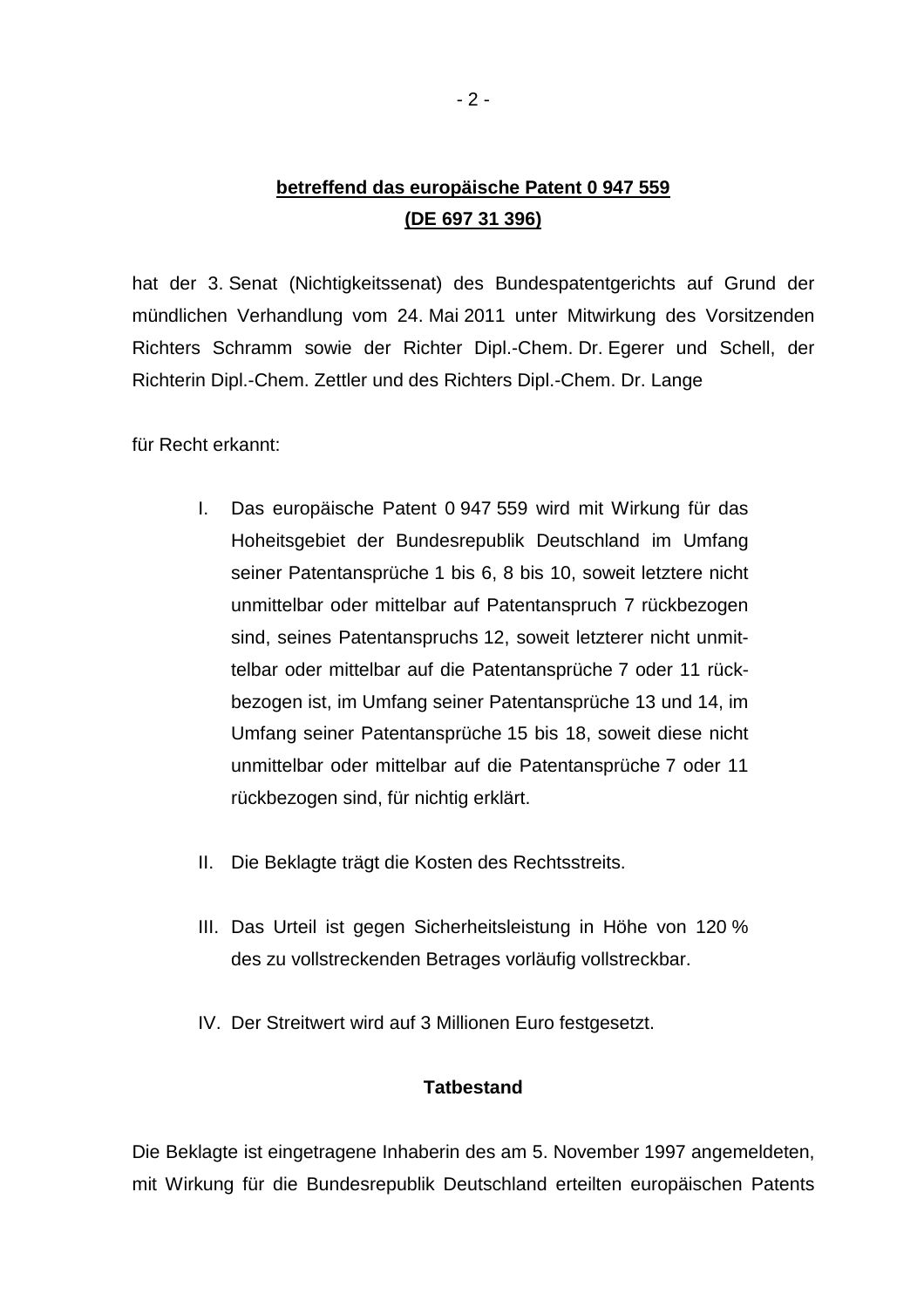**betreffend das europäische Patent 0 947 559**
**(DE 697 31 396)**

hat der 3. Senat (Nichtigkeitssenat) des Bundespatentgerichts auf Grund der mündlichen Verhandlung vom 24. Mai 2011 unter Mitwirkung des Vorsitzenden Richters Schramm sowie der Richter Dipl.-Chem. Dr. Egerer und Schell, der Richterin Dipl.-Chem. Zettler und des Richters Dipl.-Chem. Dr. Lange

für Recht erkannt:

I. Das europäische Patent 0 947 559 wird mit Wirkung für das Hoheitsgebiet der Bundesrepublik Deutschland im Umfang seiner Patentansprüche 1 bis 6, 8 bis 10, soweit letztere nicht unmittelbar oder mittelbar auf Patentanspruch 7 rückbezogen sind, seines Patentanspruchs 12, soweit letzterer nicht unmittelbar oder mittelbar auf die Patentansprüche 7 oder 11 rückbezogen ist, im Umfang seiner Patentansprüche 13 und 14, im Umfang seiner Patentansprüche 15 bis 18, soweit diese nicht unmittelbar oder mittelbar auf die Patentansprüche 7 oder 11 rückbezogen sind, für nichtig erklärt.

II. Die Beklagte trägt die Kosten des Rechtsstreits.

III. Das Urteil ist gegen Sicherheitsleistung in Höhe von 120 % des zu vollstreckenden Betrages vorläufig vollstreckbar.

IV. Der Streitwert wird auf 3 Millionen Euro festgesetzt.

## Tatbestand

Die Beklagte ist eingetragene Inhaberin des am 5. November 1997 angemeldeten, mit Wirkung für die Bundesrepublik Deutschland erteilten europäischen Patents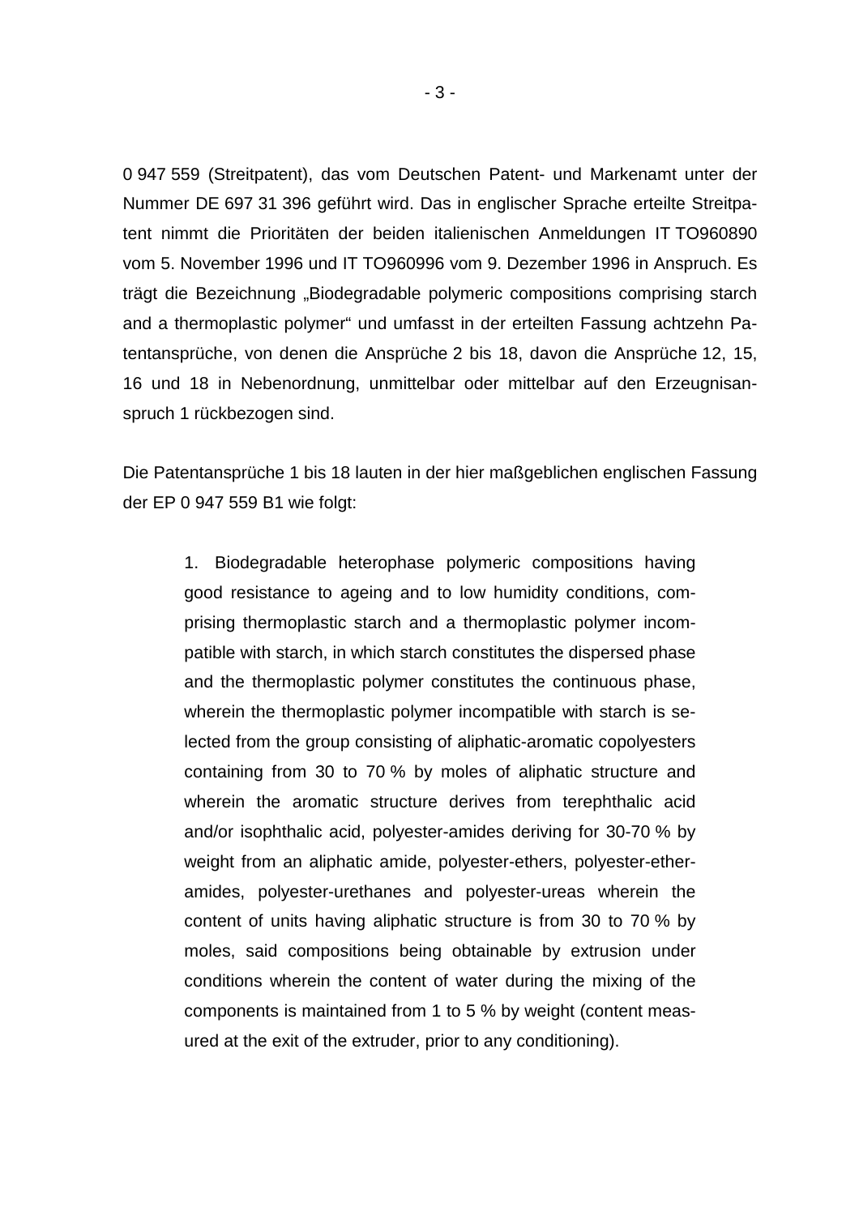0 947 559 (Streitpatent), das vom Deutschen Patent- und Markenamt unter der Nummer DE 697 31 396 geführt wird. Das in englischer Sprache erteilte Streitpatent nimmt die Prioritäten der beiden italienischen Anmeldungen IT TO960890 vom 5. November 1996 und IT TO960996 vom 9. Dezember 1996 in Anspruch. Es trägt die Bezeichnung „Biodegradable polymeric compositions comprising starch and a thermoplastic polymer“ und umfasst in der erteilten Fassung achtzehn Patentansprüche, von denen die Ansprüche 2 bis 18, davon die Ansprüche 12, 15, 16 und 18 in Nebenordnung, unmittelbar oder mittelbar auf den Erzeugnisanspruch 1 rückbezogen sind.

Die Patentansprüche 1 bis 18 lauten in der hier maßgeblichen englischen Fassung der EP 0 947 559 B1 wie folgt:

> 1. Biodegradable heterophase polymeric compositions having good resistance to ageing and to low humidity conditions, comprising thermoplastic starch and a thermoplastic polymer incompatible with starch, in which starch constitutes the dispersed phase and the thermoplastic polymer constitutes the continuous phase, wherein the thermoplastic polymer incompatible with starch is selected from the group consisting of aliphatic-aromatic copolyesters containing from 30 to 70 % by moles of aliphatic structure and wherein the aromatic structure derives from terephthalic acid and/or isophthalic acid, polyester-amides deriving for 30-70 % by weight from an aliphatic amide, polyester-ethers, polyester-ether-amides, polyester-urethanes and polyester-ureas wherein the content of units having aliphatic structure is from 30 to 70 % by moles, said compositions being obtainable by extrusion under conditions wherein the content of water during the mixing of the components is maintained from 1 to 5 % by weight (content measured at the exit of the extruder, prior to any conditioning).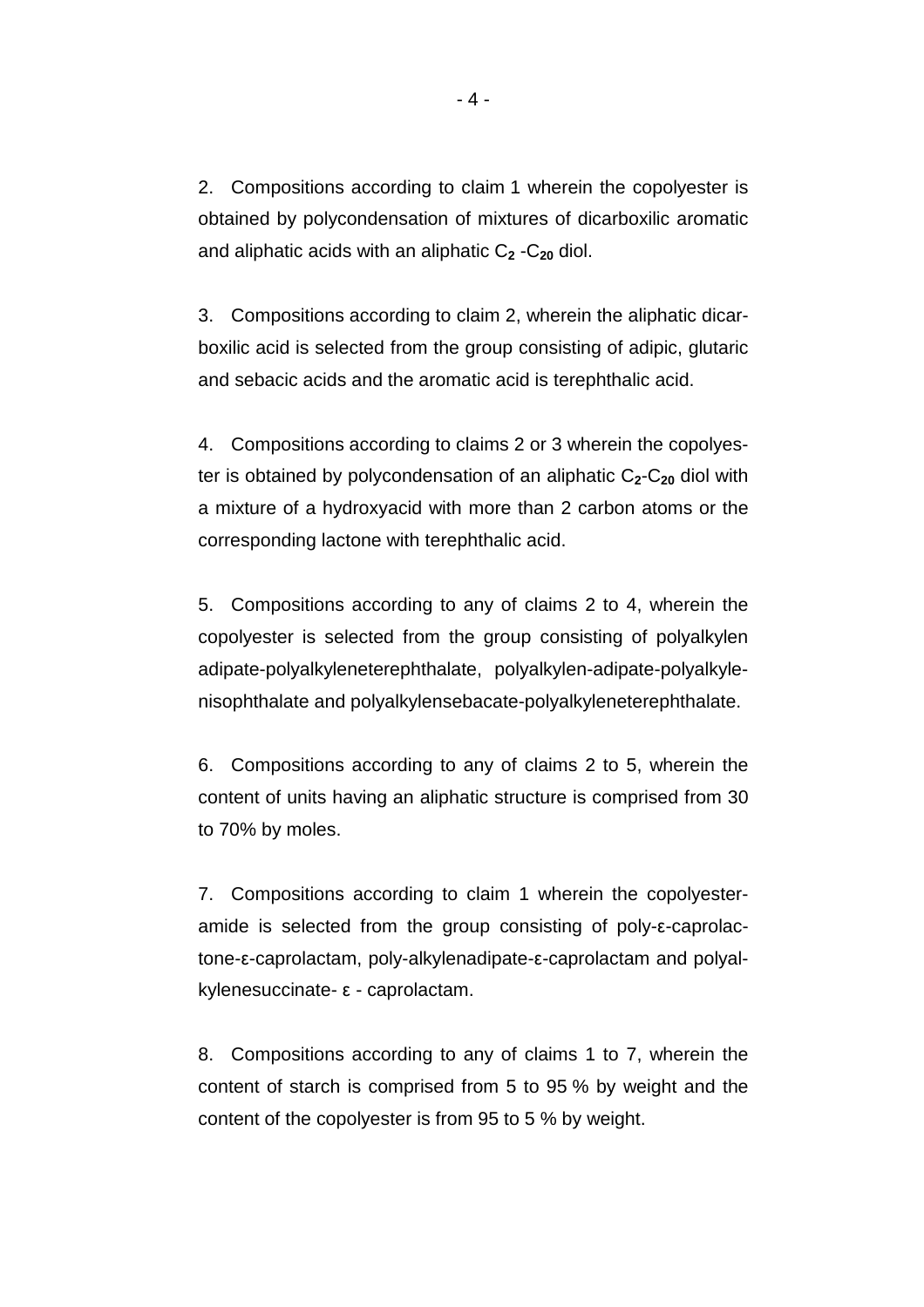2. Compositions according to claim 1 wherein the copolyester is obtained by polycondensation of mixtures of dicarboxilic aromatic and aliphatic acids with an aliphatic $C_2$ -$C_{20}$ diol.

3. Compositions according to claim 2, wherein the aliphatic dicarboxilic acid is selected from the group consisting of adipic, glutaric and sebacic acids and the aromatic acid is terephthalic acid.

4. Compositions according to claims 2 or 3 wherein the copolyester is obtained by polycondensation of an aliphatic $C_2$-$C_{20}$ diol with a mixture of a hydroxyacid with more than 2 carbon atoms or the corresponding lactone with terephthalic acid.

5. Compositions according to any of claims 2 to 4, wherein the copolyester is selected from the group consisting of polyalkylen adipate-polyalkyleneterephthalate, polyalkylen-adipate-polyalkylenisophthalate and polyalkylensebacate-polyalkyleneterephthalate.

6. Compositions according to any of claims 2 to 5, wherein the content of units having an aliphatic structure is comprised from 30 to 70% by moles.

7. Compositions according to claim 1 wherein the copolyesteramide is selected from the group consisting of poly-ε-caprolactone-ε-caprolactam, poly-alkylenadipate-ε-caprolactam and polyalkylenesuccinate- ε - caprolactam.

8. Compositions according to any of claims 1 to 7, wherein the content of starch is comprised from 5 to 95 % by weight and the content of the copolyester is from 95 to 5 % by weight.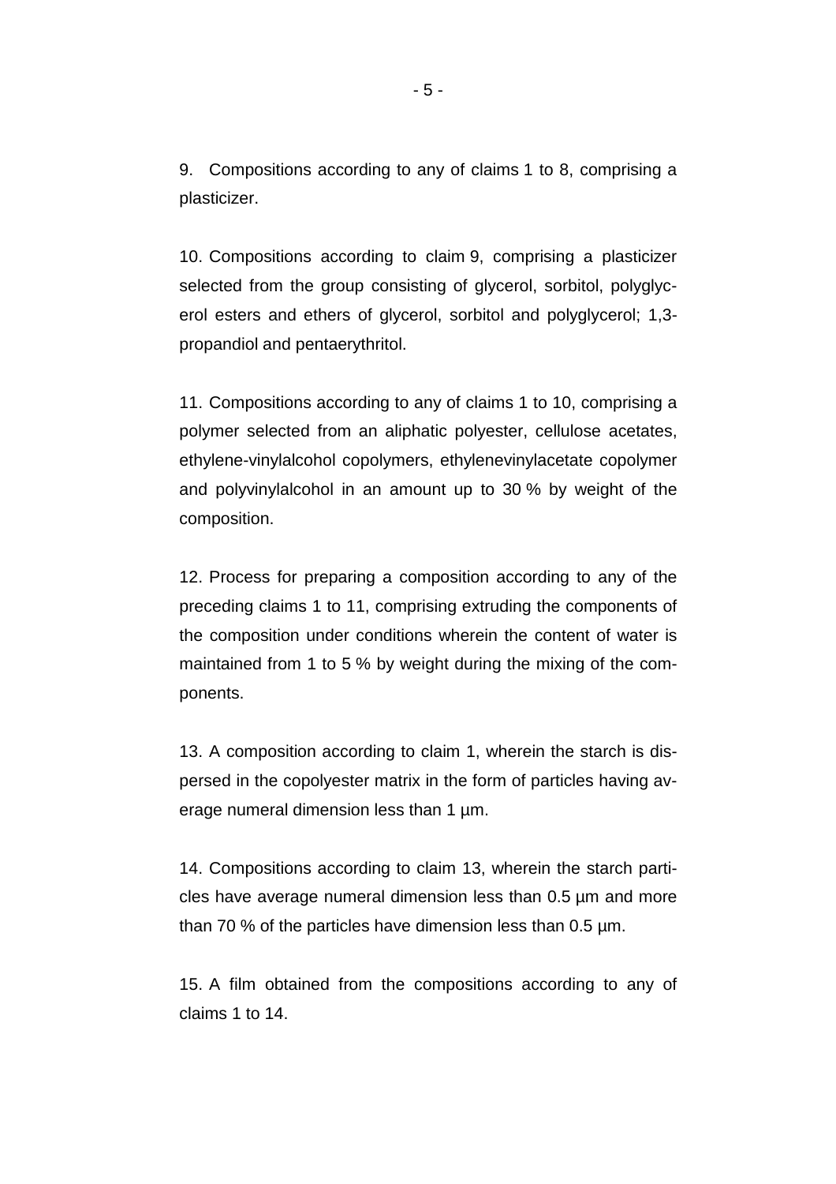9. Compositions according to any of claims 1 to 8, comprising a plasticizer.

10. Compositions according to claim 9, comprising a plasticizer selected from the group consisting of glycerol, sorbitol, polyglycerol esters and ethers of glycerol, sorbitol and polyglycerol; 1,3-propandiol and pentaerythritol.

11. Compositions according to any of claims 1 to 10, comprising a polymer selected from an aliphatic polyester, cellulose acetates, ethylene-vinylalcohol copolymers, ethylenevinylacetate copolymer and polyvinylalcohol in an amount up to 30 % by weight of the composition.

12. Process for preparing a composition according to any of the preceding claims 1 to 11, comprising extruding the components of the composition under conditions wherein the content of water is maintained from 1 to 5 % by weight during the mixing of the components.

13. A composition according to claim 1, wherein the starch is dispersed in the copolyester matrix in the form of particles having average numeral dimension less than 1 µm.

14. Compositions according to claim 13, wherein the starch particles have average numeral dimension less than 0.5 µm and more than 70 % of the particles have dimension less than 0.5 µm.

15. A film obtained from the compositions according to any of claims 1 to 14.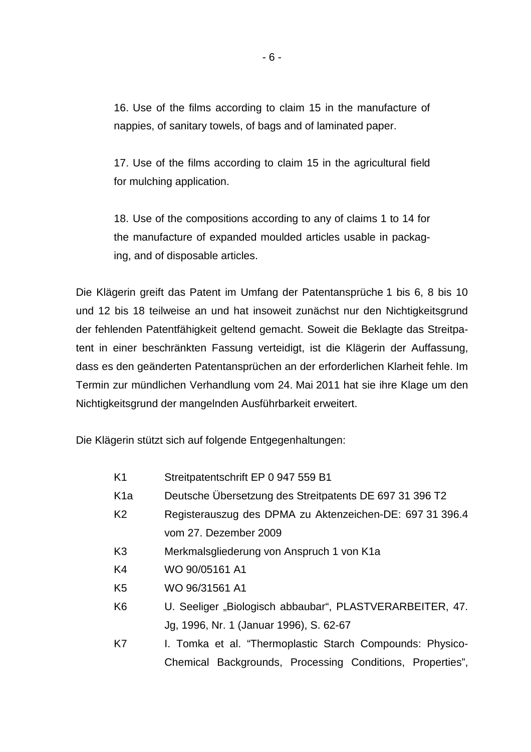16. Use of the films according to claim 15 in the manufacture of nappies, of sanitary towels, of bags and of laminated paper.

17. Use of the films according to claim 15 in the agricultural field for mulching application.

18. Use of the compositions according to any of claims 1 to 14 for the manufacture of expanded moulded articles usable in packaging, and of disposable articles.

Die Klägerin greift das Patent im Umfang der Patentansprüche 1 bis 6, 8 bis 10 und 12 bis 18 teilweise an und hat insoweit zunächst nur den Nichtigkeitsgrund der fehlenden Patentfähigkeit geltend gemacht. Soweit die Beklagte das Streitpatent in einer beschränkten Fassung verteidigt, ist die Klägerin der Auffassung, dass es den geänderten Patentansprüchen an der erforderlichen Klarheit fehle. Im Termin zur mündlichen Verhandlung vom 24. Mai 2011 hat sie ihre Klage um den Nichtigkeitsgrund der mangelnden Ausführbarkeit erweitert.

Die Klägerin stützt sich auf folgende Entgegenhaltungen:

- K1 Streitpatentschrift EP 0 947 559 B1
- K1a Deutsche Übersetzung des Streitpatents DE 697 31 396 T2
- K2 Registerauszug des DPMA zu Aktenzeichen-DE: 697 31 396.4 vom 27. Dezember 2009
- K3 Merkmalsgliederung von Anspruch 1 von K1a
- K4 WO 90/05161 A1
- K5 WO 96/31561 A1
- K6 U. Seeliger „Biologisch abbaubar", PLASTVERARBEITER, 47. Jg, 1996, Nr. 1 (Januar 1996), S. 62-67
- K7 I. Tomka et al. "Thermoplastic Starch Compounds: Physico-Chemical Backgrounds, Processing Conditions, Properties",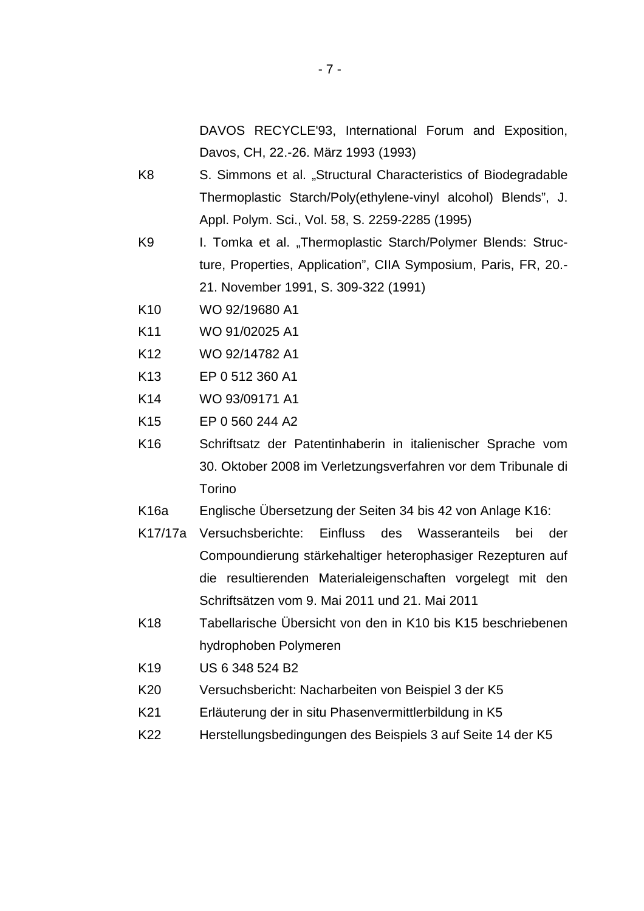DAVOS RECYCLE'93, International Forum and Exposition, Davos, CH, 22.-26. März 1993 (1993)

| | |
|---|---|
| K8 | S. Simmons et al. „Structural Characteristics of Biodegradable Thermoplastic Starch/Poly(ethylene-vinyl alcohol) Blends", J. Appl. Polym. Sci., Vol. 58, S. 2259-2285 (1995) |
| K9 | I. Tomka et al. „Thermoplastic Starch/Polymer Blends: Structure, Properties, Application", CIIA Symposium, Paris, FR, 20.-21. November 1991, S. 309-322 (1991) |
| K10 | WO 92/19680 A1 |
| K11 | WO 91/02025 A1 |
| K12 | WO 92/14782 A1 |
| K13 | EP 0 512 360 A1 |
| K14 | WO 93/09171 A1 |
| K15 | EP 0 560 244 A2 |
| K16 | Schriftsatz der Patentinhaberin in italienischer Sprache vom 30. Oktober 2008 im Verletzungsverfahren vor dem Tribunale di Torino |
| K16a | Englische Übersetzung der Seiten 34 bis 42 von Anlage K16: |
| K17/17a | Versuchsberichte: Einfluss des Wasseranteils bei der Compoundierung stärkehaltiger heterophasiger Rezepturen auf die resultierenden Materialeigenschaften vorgelegt mit den Schriftsätzen vom 9. Mai 2011 und 21. Mai 2011 |
| K18 | Tabellarische Übersicht von den in K10 bis K15 beschriebenen hydrophoben Polymeren |
| K19 | US 6 348 524 B2 |
| K20 | Versuchsbericht: Nacharbeiten von Beispiel 3 der K5 |
| K21 | Erläuterung der in situ Phasenvermittlerbildung in K5 |
| K22 | Herstellungsbedingungen des Beispiels 3 auf Seite 14 der K5 |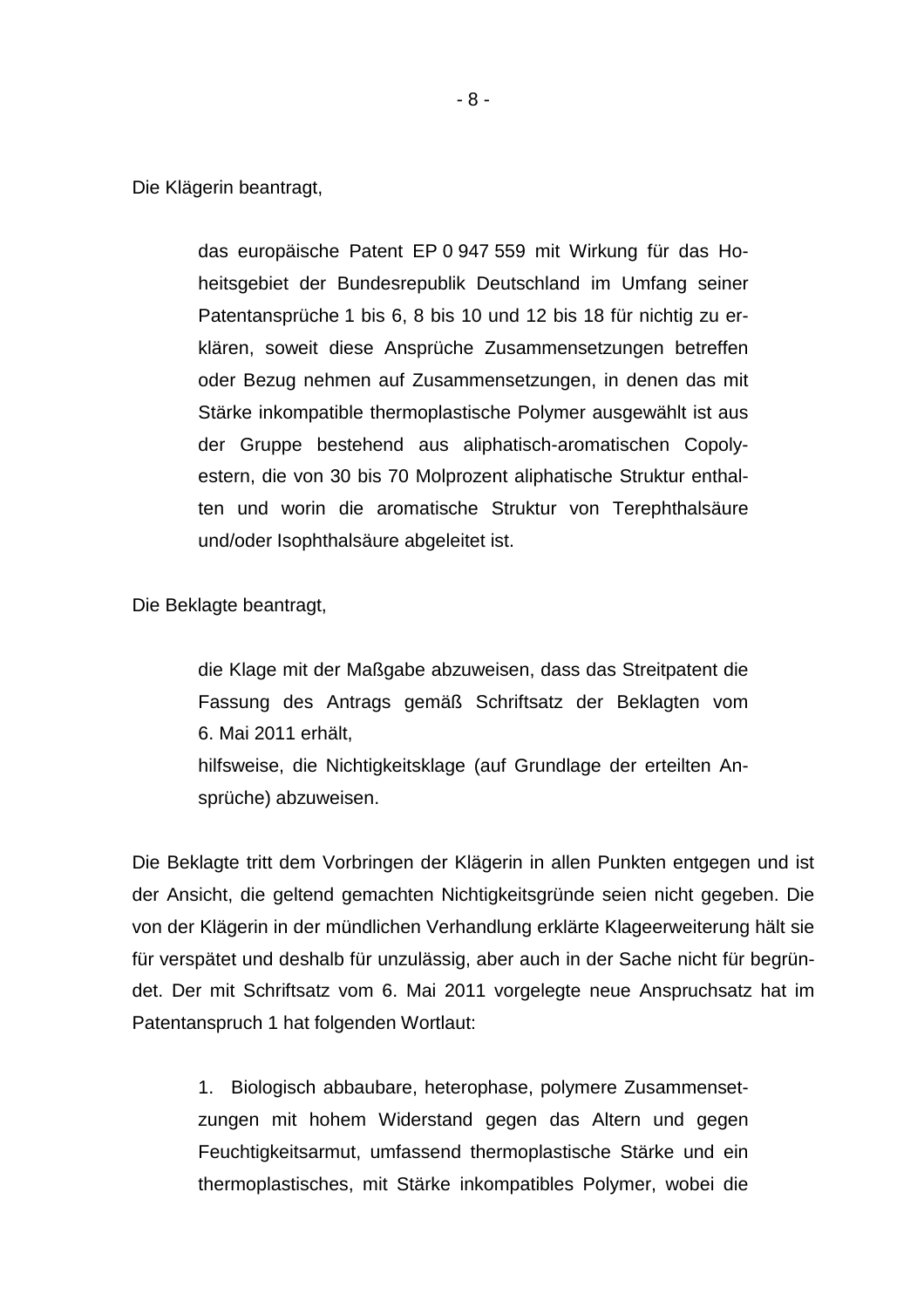Die Klägerin beantragt,

> das europäische Patent EP 0 947 559 mit Wirkung für das Hoheitsgebiet der Bundesrepublik Deutschland im Umfang seiner Patentansprüche 1 bis 6, 8 bis 10 und 12 bis 18 für nichtig zu erklären, soweit diese Ansprüche Zusammensetzungen betreffen oder Bezug nehmen auf Zusammensetzungen, in denen das mit Stärke inkompatible thermoplastische Polymer ausgewählt ist aus der Gruppe bestehend aus aliphatisch-aromatischen Copolyestern, die von 30 bis 70 Molprozent aliphatische Struktur enthalten und worin die aromatische Struktur von Terephthalsäure und/oder Isophthalsäure abgeleitet ist.

Die Beklagte beantragt,

> die Klage mit der Maßgabe abzuweisen, dass das Streitpatent die Fassung des Antrags gemäß Schriftsatz der Beklagten vom 6. Mai 2011 erhält,
> hilfsweise, die Nichtigkeitsklage (auf Grundlage der erteilten Ansprüche) abzuweisen.

Die Beklagte tritt dem Vorbringen der Klägerin in allen Punkten entgegen und ist der Ansicht, die geltend gemachten Nichtigkeitsgründe seien nicht gegeben. Die von der Klägerin in der mündlichen Verhandlung erklärte Klageerweiterung hält sie für verspätet und deshalb für unzulässig, aber auch in der Sache nicht für begründet. Der mit Schriftsatz vom 6. Mai 2011 vorgelegte neue Anspruchsatz hat im Patentanspruch 1 hat folgenden Wortlaut:

> 1. Biologisch abbaubare, heterophase, polymere Zusammensetzungen mit hohem Widerstand gegen das Altern und gegen Feuchtigkeitsarmut, umfassend thermoplastische Stärke und ein thermoplastisches, mit Stärke inkompatibles Polymer, wobei die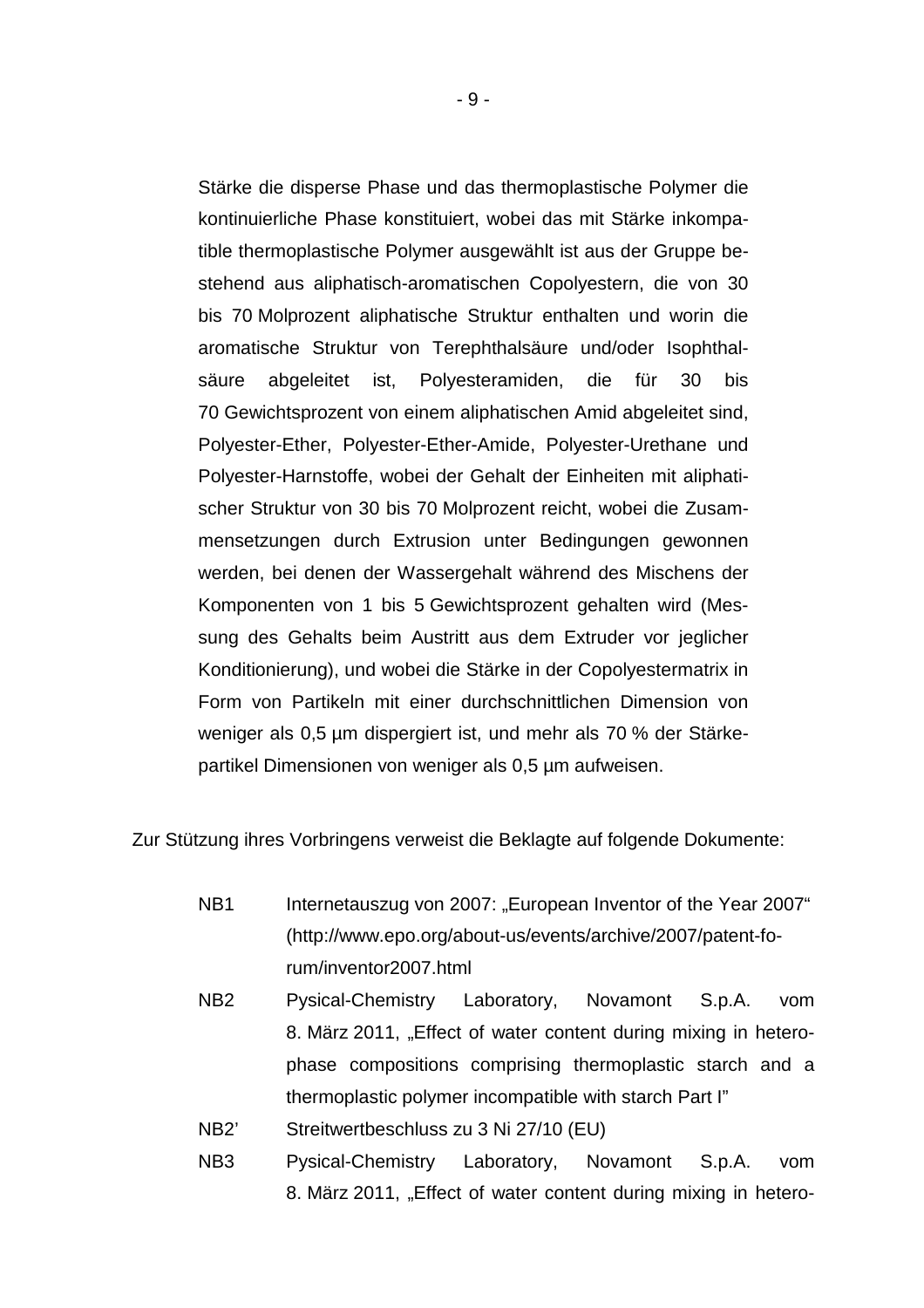Stärke die disperse Phase und das thermoplastische Polymer die kontinuierliche Phase konstituiert, wobei das mit Stärke inkompatible thermoplastische Polymer ausgewählt ist aus der Gruppe bestehend aus aliphatisch-aromatischen Copolyestern, die von 30 bis 70 Molprozent aliphatische Struktur enthalten und worin die aromatische Struktur von Terephthalsäure und/oder Isophthalsäure abgeleitet ist, Polyesteramiden, die für 30 bis 70 Gewichtsprozent von einem aliphatischen Amid abgeleitet sind, Polyester-Ether, Polyester-Ether-Amide, Polyester-Urethane und Polyester-Harnstoffe, wobei der Gehalt der Einheiten mit aliphatischer Struktur von 30 bis 70 Molprozent reicht, wobei die Zusammensetzungen durch Extrusion unter Bedingungen gewonnen werden, bei denen der Wassergehalt während des Mischens der Komponenten von 1 bis 5 Gewichtsprozent gehalten wird (Messung des Gehalts beim Austritt aus dem Extruder vor jeglicher Konditionierung), und wobei die Stärke in der Copolyestermatrix in Form von Partikeln mit einer durchschnittlichen Dimension von weniger als 0,5 µm dispergiert ist, und mehr als 70 % der Stärkepartikel Dimensionen von weniger als 0,5 µm aufweisen.

Zur Stützung ihres Vorbringens verweist die Beklagte auf folgende Dokumente:

- NB1 Internetauszug von 2007: „European Inventor of the Year 2007“ (http://www.epo.org/about-us/events/archive/2007/patent-forum/inventor2007.html
- NB2 Pysical-Chemistry Laboratory, Novamont S.p.A. vom 8. März 2011, „Effect of water content during mixing in heterophase compositions comprising thermoplastic starch and a thermoplastic polymer incompatible with starch Part I”
- NB2’ Streitwertbeschluss zu 3 Ni 27/10 (EU)
- NB3 Pysical-Chemistry Laboratory, Novamont S.p.A. vom 8. März 2011, „Effect of water content during mixing in hetero-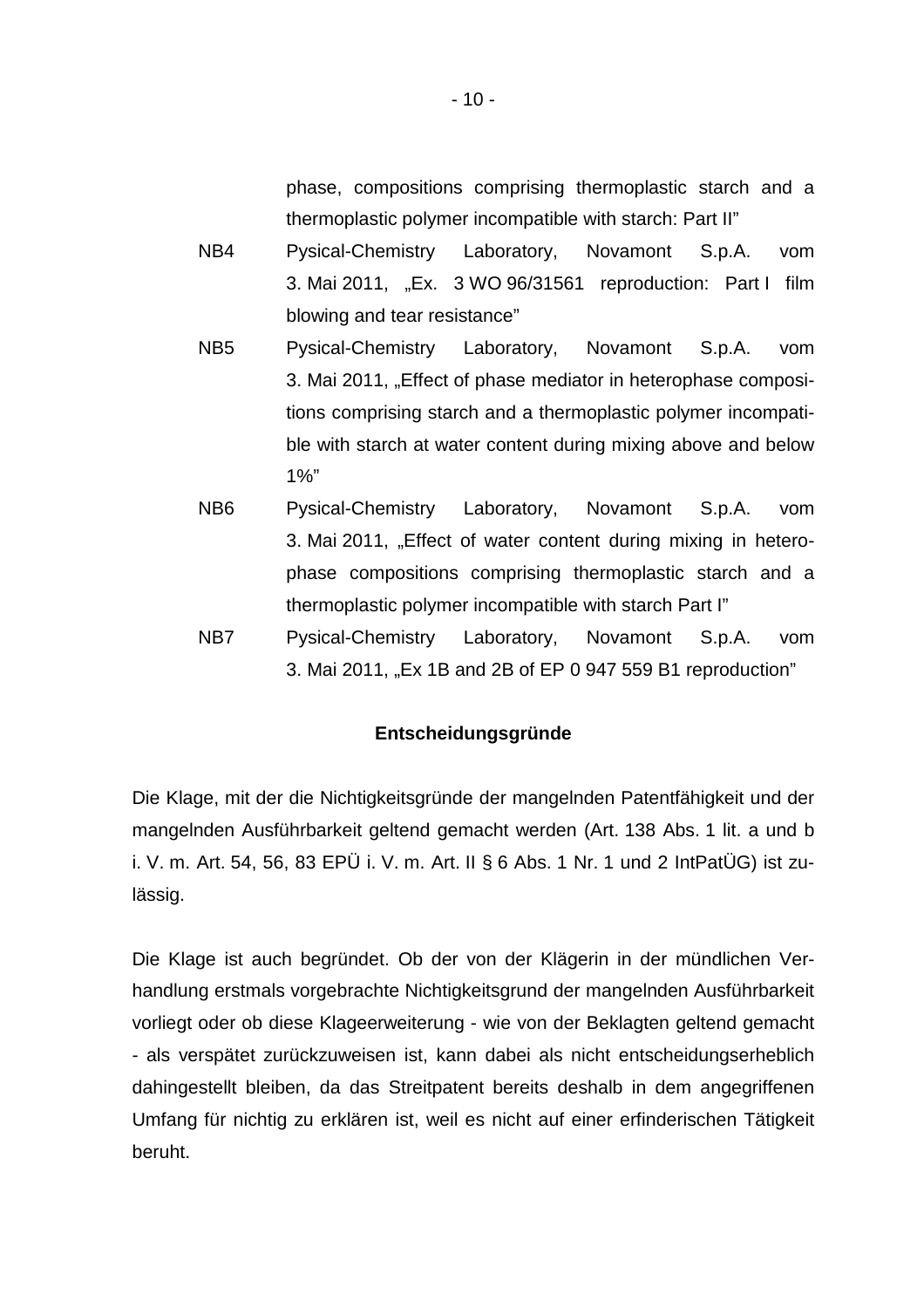phase, compositions comprising thermoplastic starch and a thermoplastic polymer incompatible with starch: Part II"

NB4 Pysical-Chemistry Laboratory, Novamont S.p.A. vom 3. Mai 2011, „Ex. 3 WO 96/31561 reproduction: Part I film blowing and tear resistance"

NB5 Pysical-Chemistry Laboratory, Novamont S.p.A. vom 3. Mai 2011, „Effect of phase mediator in heterophase compositions comprising starch and a thermoplastic polymer incompatible with starch at water content during mixing above and below 1%"

NB6 Pysical-Chemistry Laboratory, Novamont S.p.A. vom 3. Mai 2011, „Effect of water content during mixing in heterophase compositions comprising thermoplastic starch and a thermoplastic polymer incompatible with starch Part I"

NB7 Pysical-Chemistry Laboratory, Novamont S.p.A. vom 3. Mai 2011, „Ex 1B and 2B of EP 0 947 559 B1 reproduction"

**Entscheidungsgründe**

Die Klage, mit der die Nichtigkeitsgründe der mangelnden Patentfähigkeit und der mangelnden Ausführbarkeit geltend gemacht werden (Art. 138 Abs. 1 lit. a und b i. V. m. Art. 54, 56, 83 EPÜ i. V. m. Art. II § 6 Abs. 1 Nr. 1 und 2 IntPatÜG) ist zulässig.

Die Klage ist auch begründet. Ob der von der Klägerin in der mündlichen Verhandlung erstmals vorgebrachte Nichtigkeitsgrund der mangelnden Ausführbarkeit vorliegt oder ob diese Klageerweiterung - wie von der Beklagten geltend gemacht - als verspätet zurückzuweisen ist, kann dabei als nicht entscheidungserheblich dahingestellt bleiben, da das Streitpatent bereits deshalb in dem angegriffenen Umfang für nichtig zu erklären ist, weil es nicht auf einer erfinderischen Tätigkeit beruht.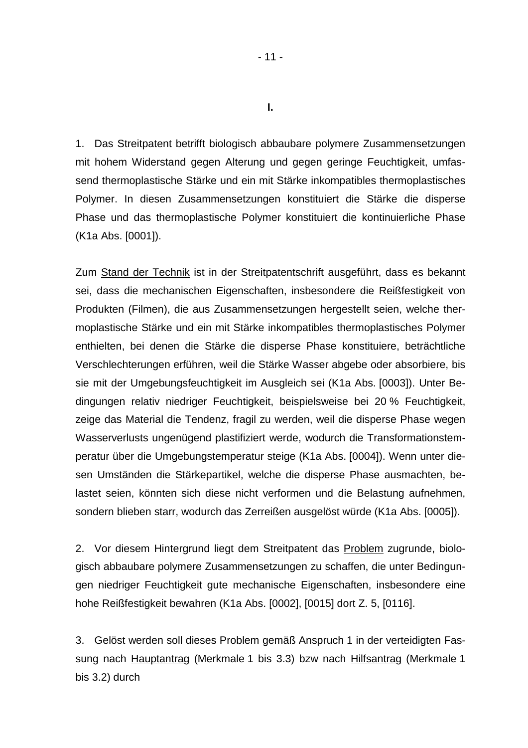**I.**

1. Das Streitpatent betrifft biologisch abbaubare polymere Zusammensetzungen mit hohem Widerstand gegen Alterung und gegen geringe Feuchtigkeit, umfassend thermoplastische Stärke und ein mit Stärke inkompatibles thermoplastisches Polymer. In diesen Zusammensetzungen konstituiert die Stärke die disperse Phase und das thermoplastische Polymer konstituiert die kontinuierliche Phase (K1a Abs. [0001]).

Zum Stand der Technik ist in der Streitpatentschrift ausgeführt, dass es bekannt sei, dass die mechanischen Eigenschaften, insbesondere die Reißfestigkeit von Produkten (Filmen), die aus Zusammensetzungen hergestellt seien, welche thermoplastische Stärke und ein mit Stärke inkompatibles thermoplastisches Polymer enthielten, bei denen die Stärke die disperse Phase konstituiere, beträchtliche Verschlechterungen erführen, weil die Stärke Wasser abgebe oder absorbiere, bis sie mit der Umgebungsfeuchtigkeit im Ausgleich sei (K1a Abs. [0003]). Unter Bedingungen relativ niedriger Feuchtigkeit, beispielsweise bei 20 % Feuchtigkeit, zeige das Material die Tendenz, fragil zu werden, weil die disperse Phase wegen Wasserverlusts ungenügend plastifiziert werde, wodurch die Transformationstemperatur über die Umgebungstemperatur steige (K1a Abs. [0004]). Wenn unter diesen Umständen die Stärkepartikel, welche die disperse Phase ausmachten, belastet seien, könnten sich diese nicht verformen und die Belastung aufnehmen, sondern blieben starr, wodurch das Zerreißen ausgelöst würde (K1a Abs. [0005]).

2. Vor diesem Hintergrund liegt dem Streitpatent das Problem zugrunde, biologisch abbaubare polymere Zusammensetzungen zu schaffen, die unter Bedingungen niedriger Feuchtigkeit gute mechanische Eigenschaften, insbesondere eine hohe Reißfestigkeit bewahren (K1a Abs. [0002], [0015] dort Z. 5, [0116].

3. Gelöst werden soll dieses Problem gemäß Anspruch 1 in der verteidigten Fassung nach Hauptantrag (Merkmale 1 bis 3.3) bzw nach Hilfsantrag (Merkmale 1 bis 3.2) durch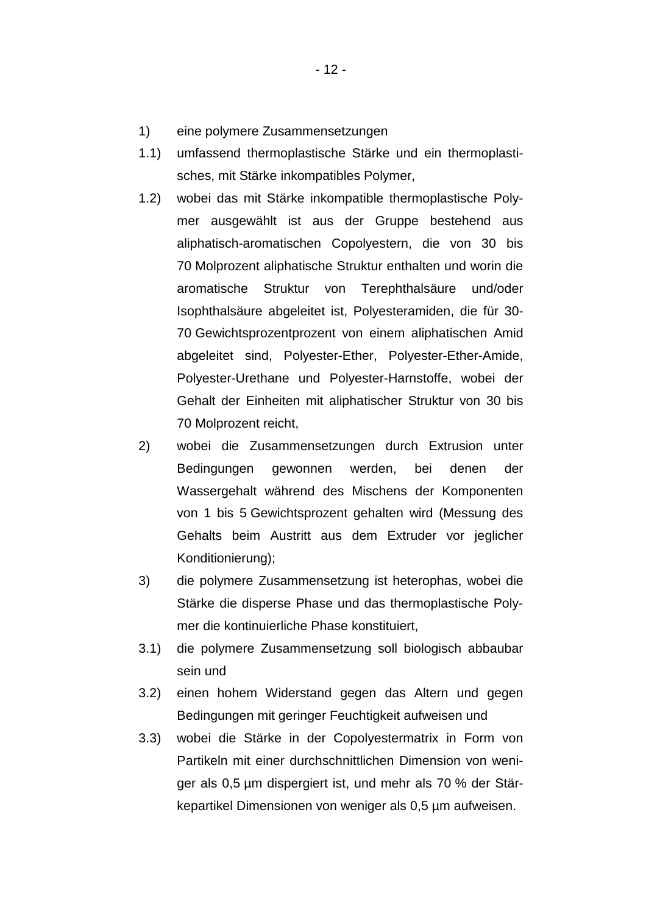1) eine polymere Zusammensetzungen

1.1) umfassend thermoplastische Stärke und ein thermoplastisches, mit Stärke inkompatibles Polymer,

1.2) wobei das mit Stärke inkompatible thermoplastische Polymer ausgewählt ist aus der Gruppe bestehend aus aliphatisch-aromatischen Copolyestern, die von 30 bis 70 Molprozent aliphatische Struktur enthalten und worin die aromatische Struktur von Terephthalsäure und/oder Isophthalsäure abgeleitet ist, Polyesteramiden, die für 30-70 Gewichtsprozentprozent von einem aliphatischen Amid abgeleitet sind, Polyester-Ether, Polyester-Ether-Amide, Polyester-Urethane und Polyester-Harnstoffe, wobei der Gehalt der Einheiten mit aliphatischer Struktur von 30 bis 70 Molprozent reicht,

2) wobei die Zusammensetzungen durch Extrusion unter Bedingungen gewonnen werden, bei denen der Wassergehalt während des Mischens der Komponenten von 1 bis 5 Gewichtsprozent gehalten wird (Messung des Gehalts beim Austritt aus dem Extruder vor jeglicher Konditionierung);

3) die polymere Zusammensetzung ist heterophas, wobei die Stärke die disperse Phase und das thermoplastische Polymer die kontinuierliche Phase konstituiert,

3.1) die polymere Zusammensetzung soll biologisch abbaubar sein und

3.2) einen hohem Widerstand gegen das Altern und gegen Bedingungen mit geringer Feuchtigkeit aufweisen und

3.3) wobei die Stärke in der Copolyestermatrix in Form von Partikeln mit einer durchschnittlichen Dimension von weniger als 0,5 µm dispergiert ist, und mehr als 70 % der Stärkepartikel Dimensionen von weniger als 0,5 µm aufweisen.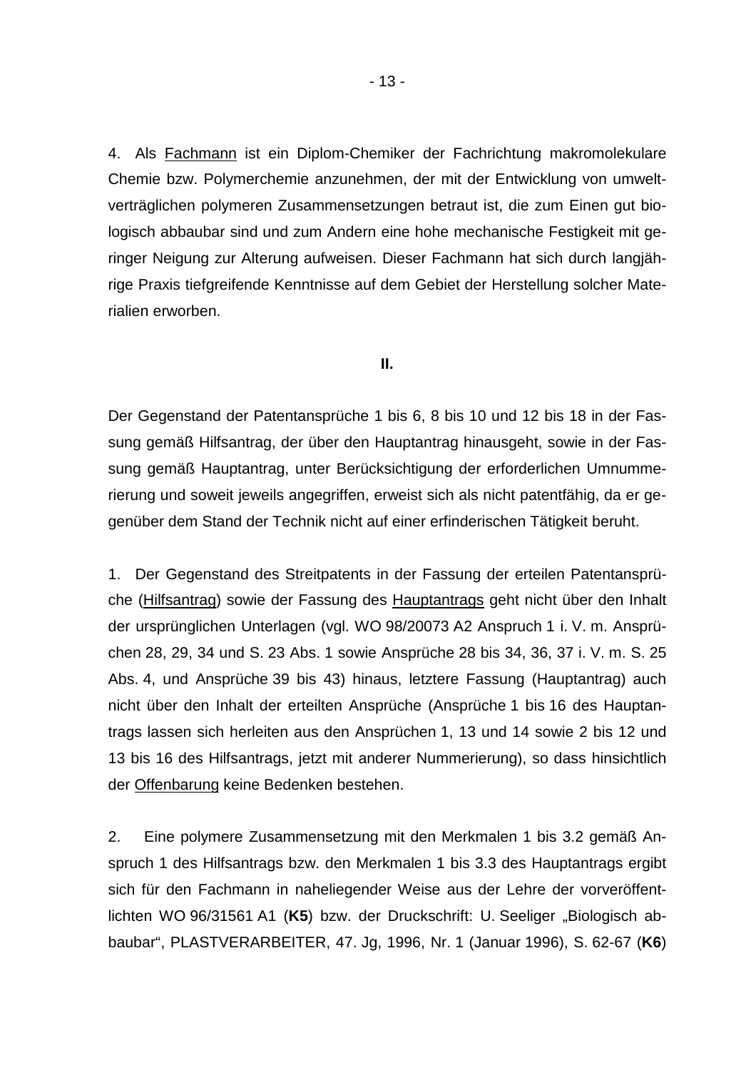4. Als <u>Fachmann</u> ist ein Diplom-Chemiker der Fachrichtung makromolekulare Chemie bzw. Polymerchemie anzunehmen, der mit der Entwicklung von umweltverträglichen polymeren Zusammensetzungen betraut ist, die zum Einen gut biologisch abbaubar sind und zum Andern eine hohe mechanische Festigkeit mit geringer Neigung zur Alterung aufweisen. Dieser Fachmann hat sich durch langjährige Praxis tiefgreifende Kenntnisse auf dem Gebiet der Herstellung solcher Materialien erworben.

**II.**

Der Gegenstand der Patentansprüche 1 bis 6, 8 bis 10 und 12 bis 18 in der Fassung gemäß Hilfsantrag, der über den Hauptantrag hinausgeht, sowie in der Fassung gemäß Hauptantrag, unter Berücksichtigung der erforderlichen Umnummerierung und soweit jeweils angegriffen, erweist sich als nicht patentfähig, da er gegenüber dem Stand der Technik nicht auf einer erfinderischen Tätigkeit beruht.

1. Der Gegenstand des Streitpatents in der Fassung der erteilen Patentansprüche (<u>Hilfsantrag</u>) sowie der Fassung des <u>Hauptantrags</u> geht nicht über den Inhalt der ursprünglichen Unterlagen (vgl. WO 98/20073 A2 Anspruch 1 i. V. m. Ansprüchen 28, 29, 34 und S. 23 Abs. 1 sowie Ansprüche 28 bis 34, 36, 37 i. V. m. S. 25 Abs. 4, und Ansprüche 39 bis 43) hinaus, letztere Fassung (Hauptantrag) auch nicht über den Inhalt der erteilten Ansprüche (Ansprüche 1 bis 16 des Hauptantrags lassen sich herleiten aus den Ansprüchen 1, 13 und 14 sowie 2 bis 12 und 13 bis 16 des Hilfsantrags, jetzt mit anderer Nummerierung), so dass hinsichtlich der <u>Offenbarung</u> keine Bedenken bestehen.

2. Eine polymere Zusammensetzung mit den Merkmalen 1 bis 3.2 gemäß Anspruch 1 des Hilfsantrags bzw. den Merkmalen 1 bis 3.3 des Hauptantrags ergibt sich für den Fachmann in naheliegender Weise aus der Lehre der vorveröffentlichten WO 96/31561 A1 (**K5**) bzw. der Druckschrift: U. Seeliger „Biologisch abbaubar", PLASTVERARBEITER, 47. Jg, 1996, Nr. 1 (Januar 1996), S. 62-67 (**K6**)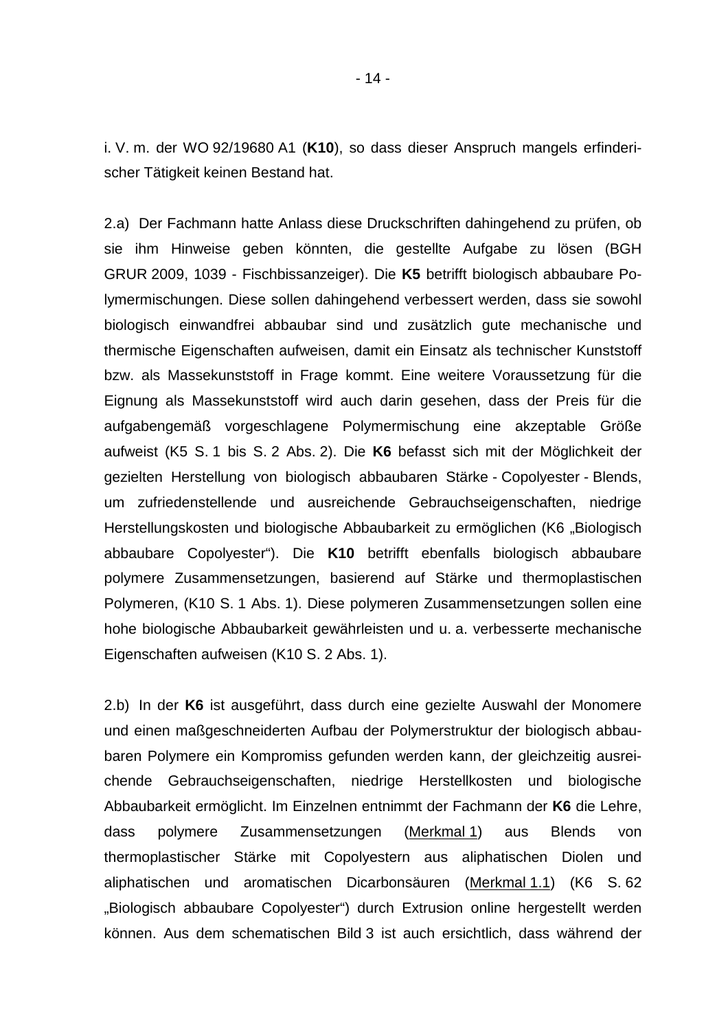i. V. m. der WO 92/19680 A1 (**K10**), so dass dieser Anspruch mangels erfinderischer Tätigkeit keinen Bestand hat.

2.a) Der Fachmann hatte Anlass diese Druckschriften dahingehend zu prüfen, ob sie ihm Hinweise geben könnten, die gestellte Aufgabe zu lösen (BGH GRUR 2009, 1039 - Fischbissanzeiger). Die **K5** betrifft biologisch abbaubare Polymermischungen. Diese sollen dahingehend verbessert werden, dass sie sowohl biologisch einwandfrei abbaubar sind und zusätzlich gute mechanische und thermische Eigenschaften aufweisen, damit ein Einsatz als technischer Kunststoff bzw. als Massekunststoff in Frage kommt. Eine weitere Voraussetzung für die Eignung als Massekunststoff wird auch darin gesehen, dass der Preis für die aufgabengemäß vorgeschlagene Polymermischung eine akzeptable Größe aufweist (K5 S. 1 bis S. 2 Abs. 2). Die **K6** befasst sich mit der Möglichkeit der gezielten Herstellung von biologisch abbaubaren Stärke - Copolyester - Blends, um zufriedenstellende und ausreichende Gebrauchseigenschaften, niedrige Herstellungskosten und biologische Abbaubarkeit zu ermöglichen (K6 „Biologisch abbaubare Copolyester"). Die **K10** betrifft ebenfalls biologisch abbaubare polymere Zusammensetzungen, basierend auf Stärke und thermoplastischen Polymeren, (K10 S. 1 Abs. 1). Diese polymeren Zusammensetzungen sollen eine hohe biologische Abbaubarkeit gewährleisten und u. a. verbesserte mechanische Eigenschaften aufweisen (K10 S. 2 Abs. 1).

2.b) In der **K6** ist ausgeführt, dass durch eine gezielte Auswahl der Monomere und einen maßgeschneiderten Aufbau der Polymerstruktur der biologisch abbaubaren Polymere ein Kompromiss gefunden werden kann, der gleichzeitig ausreichende Gebrauchseigenschaften, niedrige Herstellkosten und biologische Abbaubarkeit ermöglicht. Im Einzelnen entnimmt der Fachmann der **K6** die Lehre, dass polymere Zusammensetzungen (Merkmal 1) aus Blends von thermoplastischer Stärke mit Copolyestern aus aliphatischen Diolen und aliphatischen und aromatischen Dicarbonsäuren (Merkmal 1.1) (K6 S. 62 „Biologisch abbaubare Copolyester") durch Extrusion online hergestellt werden können. Aus dem schematischen Bild 3 ist auch ersichtlich, dass während der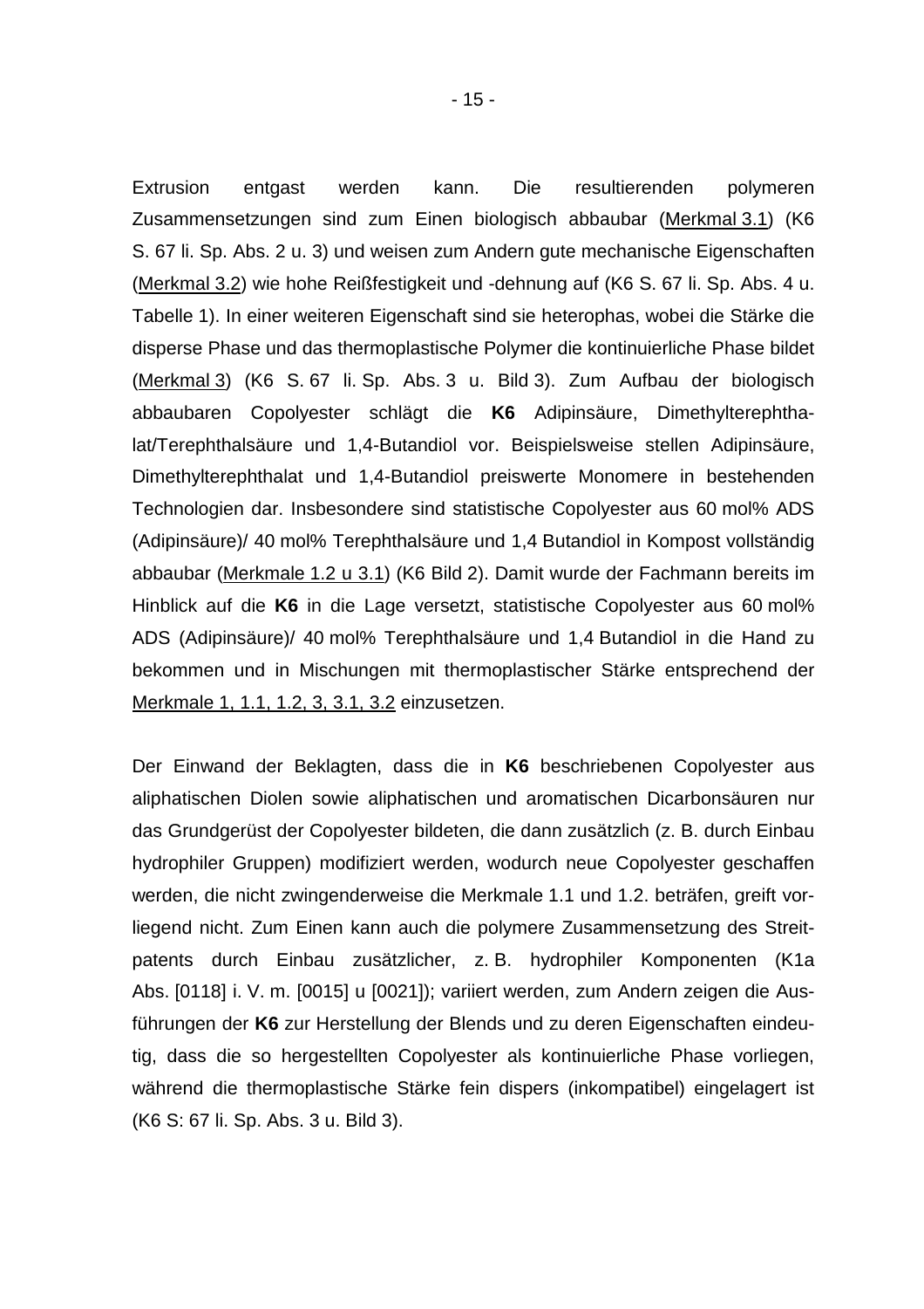Extrusion entgast werden kann. Die resultierenden polymeren Zusammensetzungen sind zum Einen biologisch abbaubar (Merkmal 3.1) (K6 S. 67 li. Sp. Abs. 2 u. 3) und weisen zum Andern gute mechanische Eigenschaften (Merkmal 3.2) wie hohe Reißfestigkeit und -dehnung auf (K6 S. 67 li. Sp. Abs. 4 u. Tabelle 1). In einer weiteren Eigenschaft sind sie heterophas, wobei die Stärke die disperse Phase und das thermoplastische Polymer die kontinuierliche Phase bildet (Merkmal 3) (K6 S. 67 li. Sp. Abs. 3 u. Bild 3). Zum Aufbau der biologisch abbaubaren Copolyester schlägt die **K6** Adipinsäure, Dimethylterephthalat/Terephthalsäure und 1,4-Butandiol vor. Beispielsweise stellen Adipinsäure, Dimethylterephthalat und 1,4-Butandiol preiswerte Monomere in bestehenden Technologien dar. Insbesondere sind statistische Copolyester aus 60 mol% ADS (Adipinsäure)/ 40 mol% Terephthalsäure und 1,4 Butandiol in Kompost vollständig abbaubar (Merkmale 1.2 u 3.1) (K6 Bild 2). Damit wurde der Fachmann bereits im Hinblick auf die **K6** in die Lage versetzt, statistische Copolyester aus 60 mol% ADS (Adipinsäure)/ 40 mol% Terephthalsäure und 1,4 Butandiol in die Hand zu bekommen und in Mischungen mit thermoplastischer Stärke entsprechend der Merkmale 1, 1.1, 1.2, 3, 3.1, 3.2 einzusetzen.

Der Einwand der Beklagten, dass die in **K6** beschriebenen Copolyester aus aliphatischen Diolen sowie aliphatischen und aromatischen Dicarbonsäuren nur das Grundgerüst der Copolyester bildeten, die dann zusätzlich (z. B. durch Einbau hydrophiler Gruppen) modifiziert werden, wodurch neue Copolyester geschaffen werden, die nicht zwingenderweise die Merkmale 1.1 und 1.2. beträfen, greift vorliegend nicht. Zum Einen kann auch die polymere Zusammensetzung des Streitpatents durch Einbau zusätzlicher, z. B. hydrophiler Komponenten (K1a Abs. [0118] i. V. m. [0015] u [0021]); variiert werden, zum Andern zeigen die Ausführungen der **K6** zur Herstellung der Blends und zu deren Eigenschaften eindeutig, dass die so hergestellten Copolyester als kontinuierliche Phase vorliegen, während die thermoplastische Stärke fein dispers (inkompatibel) eingelagert ist (K6 S: 67 li. Sp. Abs. 3 u. Bild 3).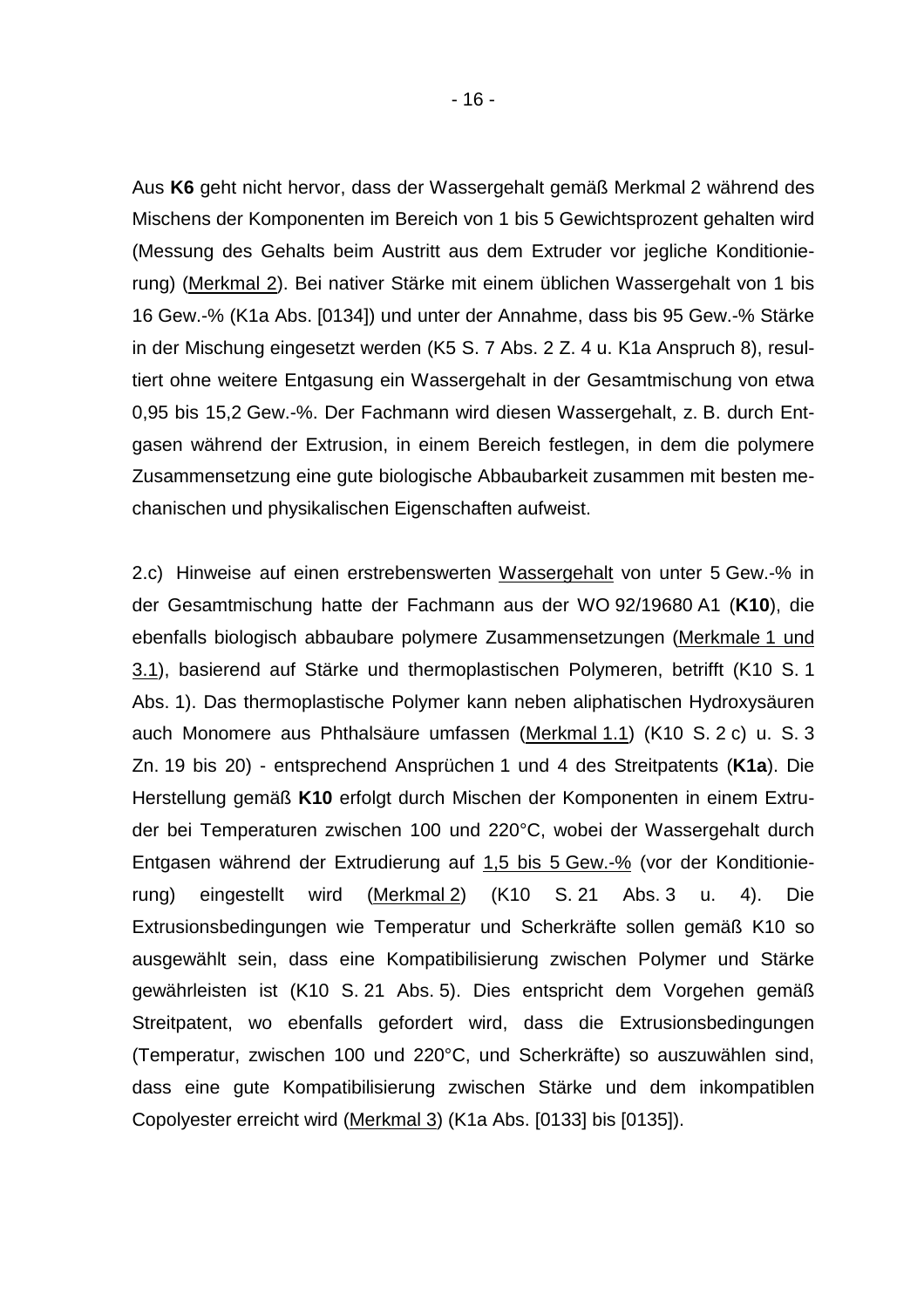Aus **K6** geht nicht hervor, dass der Wassergehalt gemäß Merkmal 2 während des Mischens der Komponenten im Bereich von 1 bis 5 Gewichtsprozent gehalten wird (Messung des Gehalts beim Austritt aus dem Extruder vor jegliche Konditionierung) (Merkmal 2). Bei nativer Stärke mit einem üblichen Wassergehalt von 1 bis 16 Gew.-% (K1a Abs. [0134]) und unter der Annahme, dass bis 95 Gew.-% Stärke in der Mischung eingesetzt werden (K5 S. 7 Abs. 2 Z. 4 u. K1a Anspruch 8), resultiert ohne weitere Entgasung ein Wassergehalt in der Gesamtmischung von etwa 0,95 bis 15,2 Gew.-%. Der Fachmann wird diesen Wassergehalt, z. B. durch Entgasen während der Extrusion, in einem Bereich festlegen, in dem die polymere Zusammensetzung eine gute biologische Abbaubarkeit zusammen mit besten mechanischen und physikalischen Eigenschaften aufweist.

2.c) Hinweise auf einen erstrebenswerten Wassergehalt von unter 5 Gew.-% in der Gesamtmischung hatte der Fachmann aus der WO 92/19680 A1 (**K10**), die ebenfalls biologisch abbaubare polymere Zusammensetzungen (Merkmale 1 und 3.1), basierend auf Stärke und thermoplastischen Polymeren, betrifft (K10 S. 1 Abs. 1). Das thermoplastische Polymer kann neben aliphatischen Hydroxysäuren auch Monomere aus Phthalsäure umfassen (Merkmal 1.1) (K10 S. 2 c) u. S. 3 Zn. 19 bis 20) - entsprechend Ansprüchen 1 und 4 des Streitpatents (**K1a**). Die Herstellung gemäß **K10** erfolgt durch Mischen der Komponenten in einem Extruder bei Temperaturen zwischen 100 und 220°C, wobei der Wassergehalt durch Entgasen während der Extrudierung auf 1,5 bis 5 Gew.-% (vor der Konditionierung) eingestellt wird (Merkmal 2) (K10 S. 21 Abs. 3 u. 4). Die Extrusionsbedingungen wie Temperatur und Scherkräfte sollen gemäß K10 so ausgewählt sein, dass eine Kompatibilisierung zwischen Polymer und Stärke gewährleisten ist (K10 S. 21 Abs. 5). Dies entspricht dem Vorgehen gemäß Streitpatent, wo ebenfalls gefordert wird, dass die Extrusionsbedingungen (Temperatur, zwischen 100 und 220°C, und Scherkräfte) so auszuwählen sind, dass eine gute Kompatibilisierung zwischen Stärke und dem inkompatiblen Copolyester erreicht wird (Merkmal 3) (K1a Abs. [0133] bis [0135]).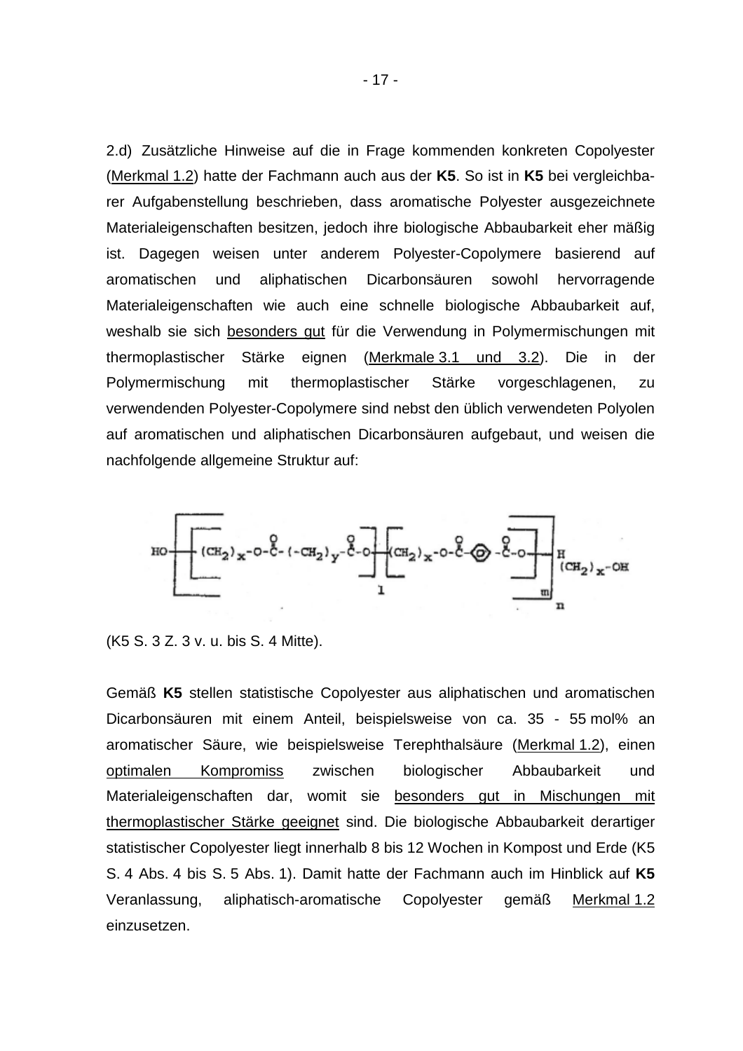2.d) Zusätzliche Hinweise auf die in Frage kommenden konkreten Copolyester (Merkmal 1.2) hatte der Fachmann auch aus der **K5**. So ist in **K5** bei vergleichbarer Aufgabenstellung beschrieben, dass aromatische Polyester ausgezeichnete Materialeigenschaften besitzen, jedoch ihre biologische Abbaubarkeit eher mäßig ist. Dagegen weisen unter anderem Polyester-Copolymere basierend auf aromatischen und aliphatischen Dicarbonsäuren sowohl hervorragende Materialeigenschaften wie auch eine schnelle biologische Abbaubarkeit auf, weshalb sie sich besonders gut für die Verwendung in Polymermischungen mit thermoplastischer Stärke eignen (Merkmale 3.1 und 3.2). Die in der Polymermischung mit thermoplastischer Stärke vorgeschlagenen, zu verwendenden Polyester-Copolymere sind nebst den üblich verwendeten Polyolen auf aromatischen und aliphatischen Dicarbonsäuren aufgebaut, und weisen die nachfolgende allgemeine Struktur auf:

$$HO-\left[\left[(CH_2)_x-O-\overset{O}{\overset{\|}{C}}-(-CH_2)_y-\overset{O}{\overset{\|}{C}}-O\right]_l\left[(CH_2)_x-O-\overset{O}{\overset{\|}{C}}-C_6H_4-\overset{O}{\overset{\|}{C}}-O\right]_m\right]_n H \; (CH_2)_x-OH$$

(K5 S. 3 Z. 3 v. u. bis S. 4 Mitte).

Gemäß **K5** stellen statistische Copolyester aus aliphatischen und aromatischen Dicarbonsäuren mit einem Anteil, beispielsweise von ca. 35 - 55 mol% an aromatischer Säure, wie beispielsweise Terephthalsäure (Merkmal 1.2), einen optimalen Kompromiss zwischen biologischer Abbaubarkeit und Materialeigenschaften dar, womit sie besonders gut in Mischungen mit thermoplastischer Stärke geeignet sind. Die biologische Abbaubarkeit derartiger statistischer Copolyester liegt innerhalb 8 bis 12 Wochen in Kompost und Erde (K5 S. 4 Abs. 4 bis S. 5 Abs. 1). Damit hatte der Fachmann auch im Hinblick auf **K5** Veranlassung, aliphatisch-aromatische Copolyester gemäß Merkmal 1.2 einzusetzen.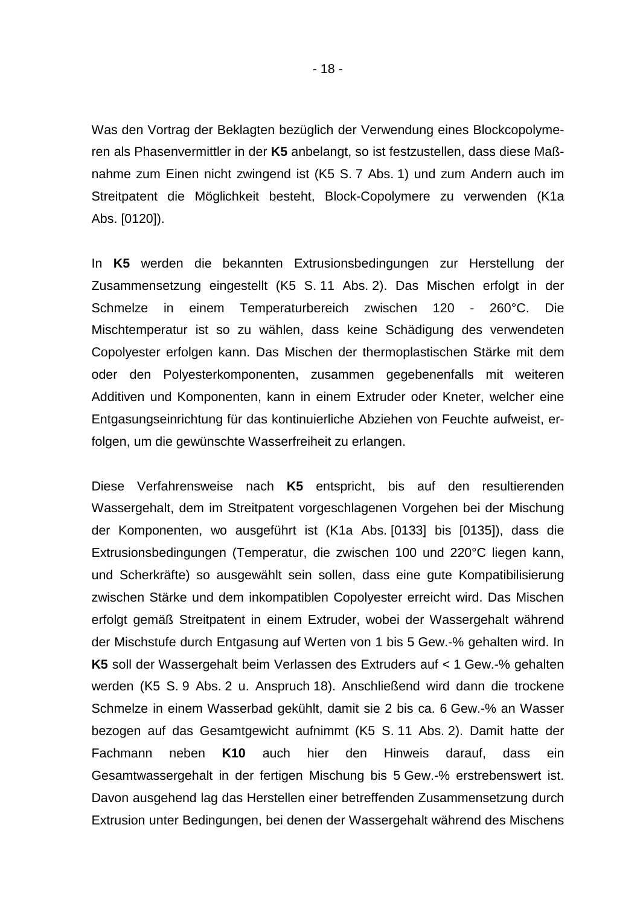Was den Vortrag der Beklagten bezüglich der Verwendung eines Blockcopolymeren als Phasenvermittler in der **K5** anbelangt, so ist festzustellen, dass diese Maßnahme zum Einen nicht zwingend ist (K5 S. 7 Abs. 1) und zum Andern auch im Streitpatent die Möglichkeit besteht, Block-Copolymere zu verwenden (K1a Abs. [0120]).

In **K5** werden die bekannten Extrusionsbedingungen zur Herstellung der Zusammensetzung eingestellt (K5 S. 11 Abs. 2). Das Mischen erfolgt in der Schmelze in einem Temperaturbereich zwischen 120 - 260°C. Die Mischtemperatur ist so zu wählen, dass keine Schädigung des verwendeten Copolyester erfolgen kann. Das Mischen der thermoplastischen Stärke mit dem oder den Polyesterkomponenten, zusammen gegebenenfalls mit weiteren Additiven und Komponenten, kann in einem Extruder oder Kneter, welcher eine Entgasungseinrichtung für das kontinuierliche Abziehen von Feuchte aufweist, erfolgen, um die gewünschte Wasserfreiheit zu erlangen.

Diese Verfahrensweise nach **K5** entspricht, bis auf den resultierenden Wassergehalt, dem im Streitpatent vorgeschlagenen Vorgehen bei der Mischung der Komponenten, wo ausgeführt ist (K1a Abs. [0133] bis [0135]), dass die Extrusionsbedingungen (Temperatur, die zwischen 100 und 220°C liegen kann, und Scherkräfte) so ausgewählt sein sollen, dass eine gute Kompatibilisierung zwischen Stärke und dem inkompatiblen Copolyester erreicht wird. Das Mischen erfolgt gemäß Streitpatent in einem Extruder, wobei der Wassergehalt während der Mischstufe durch Entgasung auf Werten von 1 bis 5 Gew.-% gehalten wird. In **K5** soll der Wassergehalt beim Verlassen des Extruders auf < 1 Gew.-% gehalten werden (K5 S. 9 Abs. 2 u. Anspruch 18). Anschließend wird dann die trockene Schmelze in einem Wasserbad gekühlt, damit sie 2 bis ca. 6 Gew.-% an Wasser bezogen auf das Gesamtgewicht aufnimmt (K5 S. 11 Abs. 2). Damit hatte der Fachmann neben **K10** auch hier den Hinweis darauf, dass ein Gesamtwassergehalt in der fertigen Mischung bis 5 Gew.-% erstrebenswert ist. Davon ausgehend lag das Herstellen einer betreffenden Zusammensetzung durch Extrusion unter Bedingungen, bei denen der Wassergehalt während des Mischens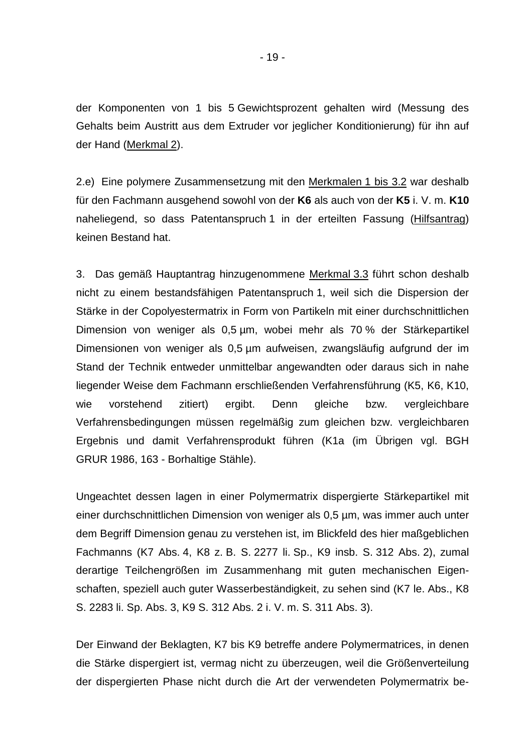der Komponenten von 1 bis 5 Gewichtsprozent gehalten wird (Messung des Gehalts beim Austritt aus dem Extruder vor jeglicher Konditionierung) für ihn auf der Hand (Merkmal 2).

2.e) Eine polymere Zusammensetzung mit den Merkmalen 1 bis 3.2 war deshalb für den Fachmann ausgehend sowohl von der **K6** als auch von der **K5** i. V. m. **K10** naheliegend, so dass Patentanspruch 1 in der erteilten Fassung (Hilfsantrag) keinen Bestand hat.

3. Das gemäß Hauptantrag hinzugenommene Merkmal 3.3 führt schon deshalb nicht zu einem bestandsfähigen Patentanspruch 1, weil sich die Dispersion der Stärke in der Copolyestermatrix in Form von Partikeln mit einer durchschnittlichen Dimension von weniger als 0,5 µm, wobei mehr als 70 % der Stärkepartikel Dimensionen von weniger als 0,5 µm aufweisen, zwangsläufig aufgrund der im Stand der Technik entweder unmittelbar angewandten oder daraus sich in nahe liegender Weise dem Fachmann erschließenden Verfahrensführung (K5, K6, K10, wie vorstehend zitiert) ergibt. Denn gleiche bzw. vergleichbare Verfahrensbedingungen müssen regelmäßig zum gleichen bzw. vergleichbaren Ergebnis und damit Verfahrensprodukt führen (K1a (im Übrigen vgl. BGH GRUR 1986, 163 - Borhaltige Stähle).

Ungeachtet dessen lagen in einer Polymermatrix dispergierte Stärkepartikel mit einer durchschnittlichen Dimension von weniger als 0,5 µm, was immer auch unter dem Begriff Dimension genau zu verstehen ist, im Blickfeld des hier maßgeblichen Fachmanns (K7 Abs. 4, K8 z. B. S. 2277 li. Sp., K9 insb. S. 312 Abs. 2), zumal derartige Teilchengrößen im Zusammenhang mit guten mechanischen Eigenschaften, speziell auch guter Wasserbeständigkeit, zu sehen sind (K7 le. Abs., K8 S. 2283 li. Sp. Abs. 3, K9 S. 312 Abs. 2 i. V. m. S. 311 Abs. 3).

Der Einwand der Beklagten, K7 bis K9 betreffe andere Polymermatrices, in denen die Stärke dispergiert ist, vermag nicht zu überzeugen, weil die Größenverteilung der dispergierten Phase nicht durch die Art der verwendeten Polymermatrix be-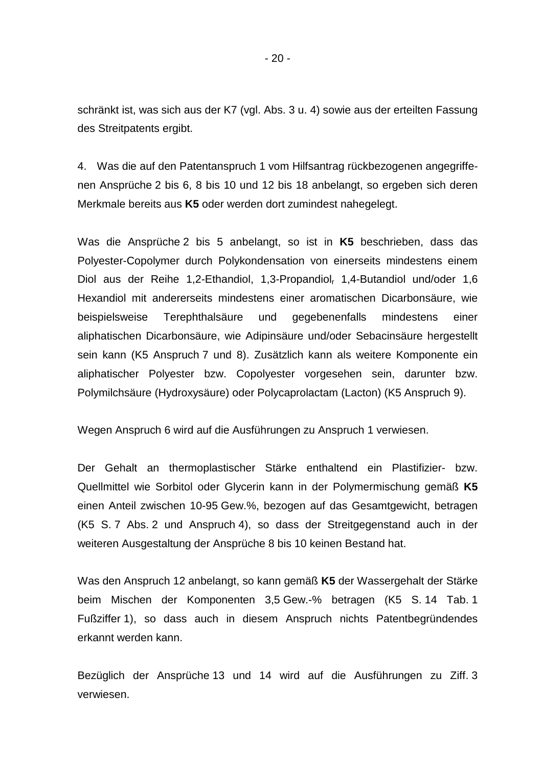schränkt ist, was sich aus der K7 (vgl. Abs. 3 u. 4) sowie aus der erteilten Fassung des Streitpatents ergibt.

4. Was die auf den Patentanspruch 1 vom Hilfsantrag rückbezogenen angegriffenen Ansprüche 2 bis 6, 8 bis 10 und 12 bis 18 anbelangt, so ergeben sich deren Merkmale bereits aus **K5** oder werden dort zumindest nahegelegt.

Was die Ansprüche 2 bis 5 anbelangt, so ist in **K5** beschrieben, dass das Polyester-Copolymer durch Polykondensation von einerseits mindestens einem Diol aus der Reihe 1,2-Ethandiol, 1,3-Propandiol, 1,4-Butandiol und/oder 1,6 Hexandiol mit andererseits mindestens einer aromatischen Dicarbonsäure, wie beispielsweise Terephthalsäure und gegebenenfalls mindestens einer aliphatischen Dicarbonsäure, wie Adipinsäure und/oder Sebacinsäure hergestellt sein kann (K5 Anspruch 7 und 8). Zusätzlich kann als weitere Komponente ein aliphatischer Polyester bzw. Copolyester vorgesehen sein, darunter bzw. Polymilchsäure (Hydroxysäure) oder Polycaprolactam (Lacton) (K5 Anspruch 9).

Wegen Anspruch 6 wird auf die Ausführungen zu Anspruch 1 verwiesen.

Der Gehalt an thermoplastischer Stärke enthaltend ein Plastifizier- bzw. Quellmittel wie Sorbitol oder Glycerin kann in der Polymermischung gemäß **K5** einen Anteil zwischen 10-95 Gew.%, bezogen auf das Gesamtgewicht, betragen (K5 S. 7 Abs. 2 und Anspruch 4), so dass der Streitgegenstand auch in der weiteren Ausgestaltung der Ansprüche 8 bis 10 keinen Bestand hat.

Was den Anspruch 12 anbelangt, so kann gemäß **K5** der Wassergehalt der Stärke beim Mischen der Komponenten 3,5 Gew.-% betragen (K5 S. 14 Tab. 1 Fußziffer 1), so dass auch in diesem Anspruch nichts Patentbegründendes erkannt werden kann.

Bezüglich der Ansprüche 13 und 14 wird auf die Ausführungen zu Ziff. 3 verwiesen.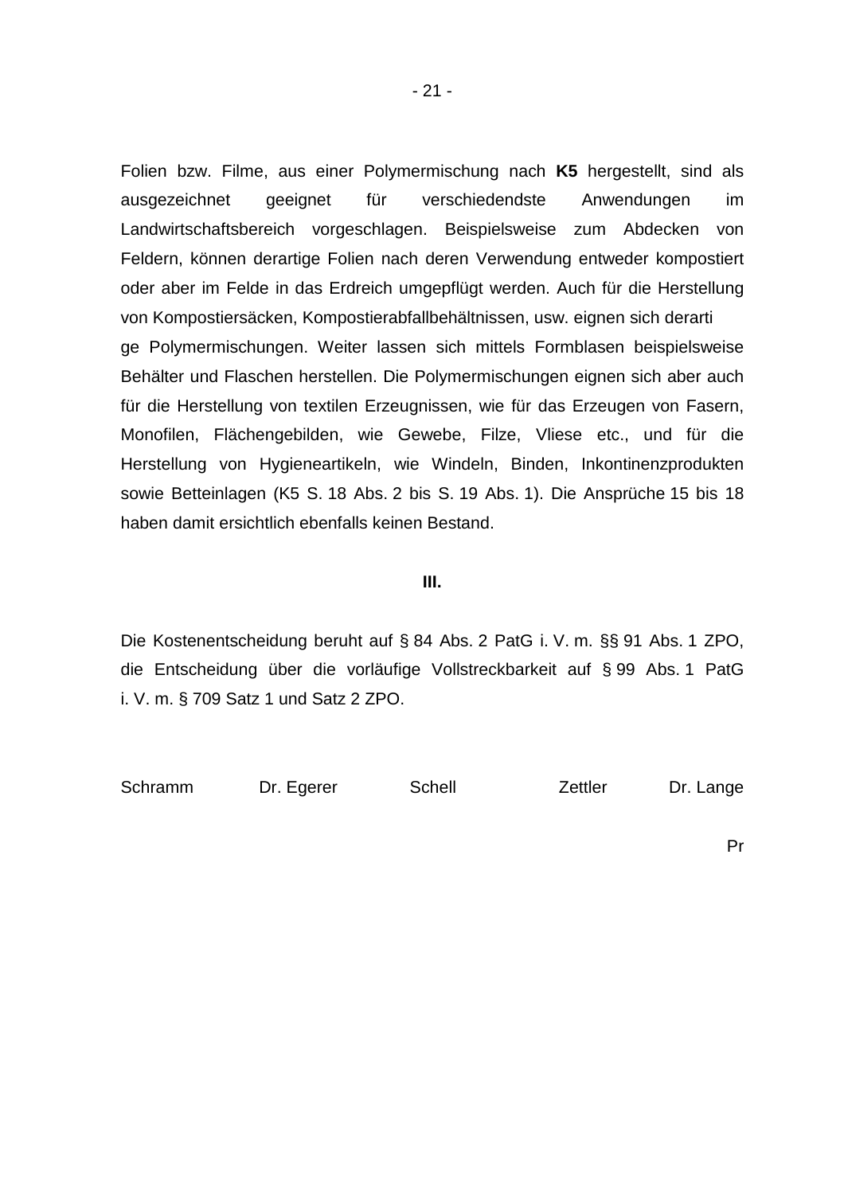Folien bzw. Filme, aus einer Polymermischung nach **K5** hergestellt, sind als ausgezeichnet geeignet für verschiedendste Anwendungen im Landwirtschaftsbereich vorgeschlagen. Beispielsweise zum Abdecken von Feldern, können derartige Folien nach deren Verwendung entweder kompostiert oder aber im Felde in das Erdreich umgepflügt werden. Auch für die Herstellung von Kompostiersäcken, Kompostierabfallbehältnissen, usw. eignen sich derarti ge Polymermischungen. Weiter lassen sich mittels Formblasen beispielsweise Behälter und Flaschen herstellen. Die Polymermischungen eignen sich aber auch für die Herstellung von textilen Erzeugnissen, wie für das Erzeugen von Fasern, Monofilen, Flächengebilden, wie Gewebe, Filze, Vliese etc., und für die Herstellung von Hygieneartikeln, wie Windeln, Binden, Inkontinenzprodukten sowie Betteinlagen (K5 S. 18 Abs. 2 bis S. 19 Abs. 1). Die Ansprüche 15 bis 18 haben damit ersichtlich ebenfalls keinen Bestand.

**III.**

Die Kostenentscheidung beruht auf § 84 Abs. 2 PatG i. V. m. §§ 91 Abs. 1 ZPO, die Entscheidung über die vorläufige Vollstreckbarkeit auf § 99 Abs. 1 PatG i. V. m. § 709 Satz 1 und Satz 2 ZPO.

Schramm Dr. Egerer Schell Zettler Dr. Lange

Pr